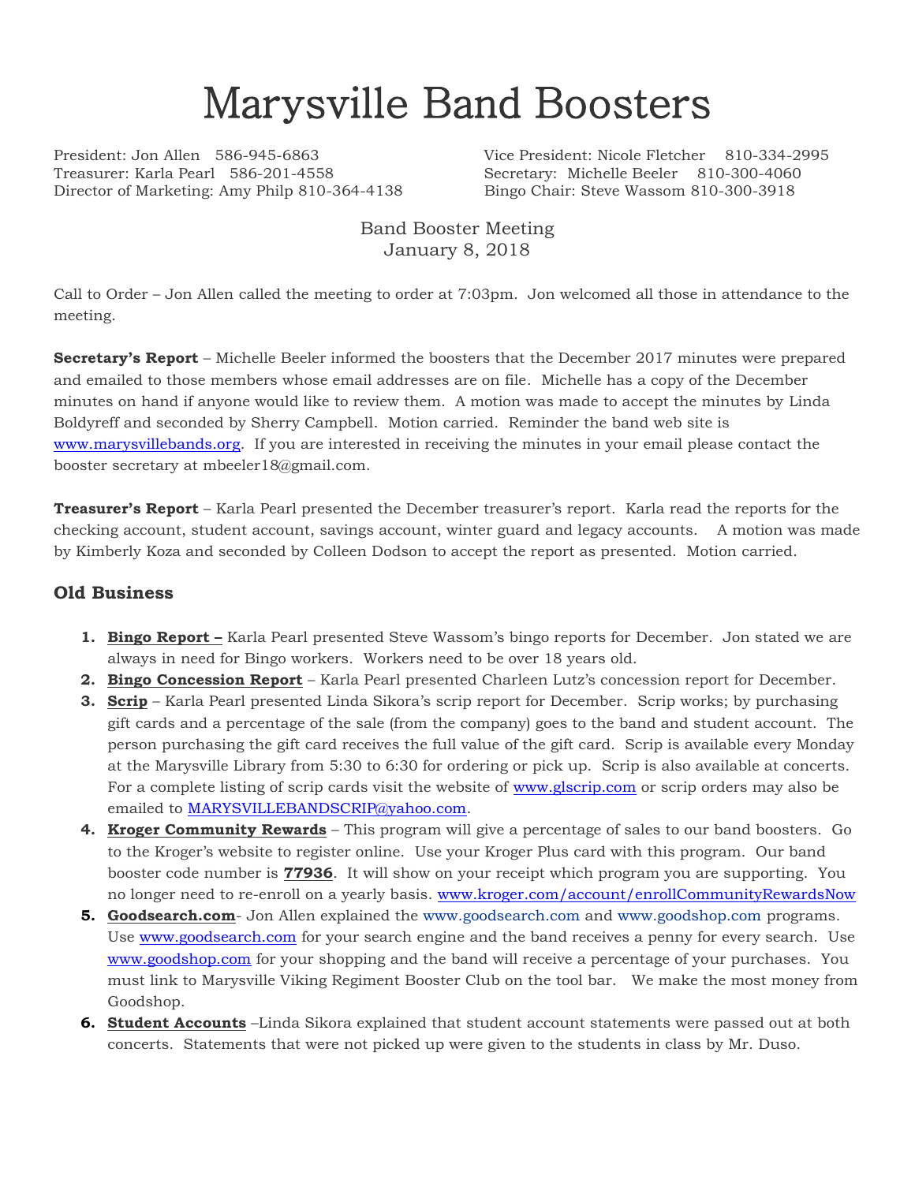# Marysville Band Boosters

President: Jon Allen 586-945-6863
Vice President: Nicole Fletcher 810-334-2995
Treasurer: Karla Pearl 586-201-4558
Secretary: Michelle Beeler 810-300-4060
Director of Marketing: Amy Philp 810-364-4138
Bingo Chair: Steve Wassom 810-300-3918

Band Booster Meeting
January 8, 2018

Call to Order – Jon Allen called the meeting to order at 7:03pm. Jon welcomed all those in attendance to the meeting.

**Secretary's Report** – Michelle Beeler informed the boosters that the December 2017 minutes were prepared and emailed to those members whose email addresses are on file. Michelle has a copy of the December minutes on hand if anyone would like to review them. A motion was made to accept the minutes by Linda Boldyreff and seconded by Sherry Campbell. Motion carried. Reminder the band web site is www.marysvillebands.org. If you are interested in receiving the minutes in your email please contact the booster secretary at mbeeler18@gmail.com.

**Treasurer's Report** – Karla Pearl presented the December treasurer's report. Karla read the reports for the checking account, student account, savings account, winter guard and legacy accounts. A motion was made by Kimberly Koza and seconded by Colleen Dodson to accept the report as presented. Motion carried.

## Old Business

1. **Bingo Report –** Karla Pearl presented Steve Wassom's bingo reports for December. Jon stated we are always in need for Bingo workers. Workers need to be over 18 years old.
2. **Bingo Concession Report** – Karla Pearl presented Charleen Lutz's concession report for December.
3. **Scrip** – Karla Pearl presented Linda Sikora's scrip report for December. Scrip works; by purchasing gift cards and a percentage of the sale (from the company) goes to the band and student account. The person purchasing the gift card receives the full value of the gift card. Scrip is available every Monday at the Marysville Library from 5:30 to 6:30 for ordering or pick up. Scrip is also available at concerts. For a complete listing of scrip cards visit the website of www.glscrip.com or scrip orders may also be emailed to MARYSVILLEBANDSCRIP@yahoo.com.
4. **Kroger Community Rewards** – This program will give a percentage of sales to our band boosters. Go to the Kroger's website to register online. Use your Kroger Plus card with this program. Our band booster code number is **77936**. It will show on your receipt which program you are supporting. You no longer need to re-enroll on a yearly basis. www.kroger.com/account/enrollCommunityRewardsNow
5. **Goodsearch.com**- Jon Allen explained the www.goodsearch.com and www.goodshop.com programs. Use www.goodsearch.com for your search engine and the band receives a penny for every search. Use www.goodshop.com for your shopping and the band will receive a percentage of your purchases. You must link to Marysville Viking Regiment Booster Club on the tool bar. We make the most money from Goodshop.
6. **Student Accounts** –Linda Sikora explained that student account statements were passed out at both concerts. Statements that were not picked up were given to the students in class by Mr. Duso.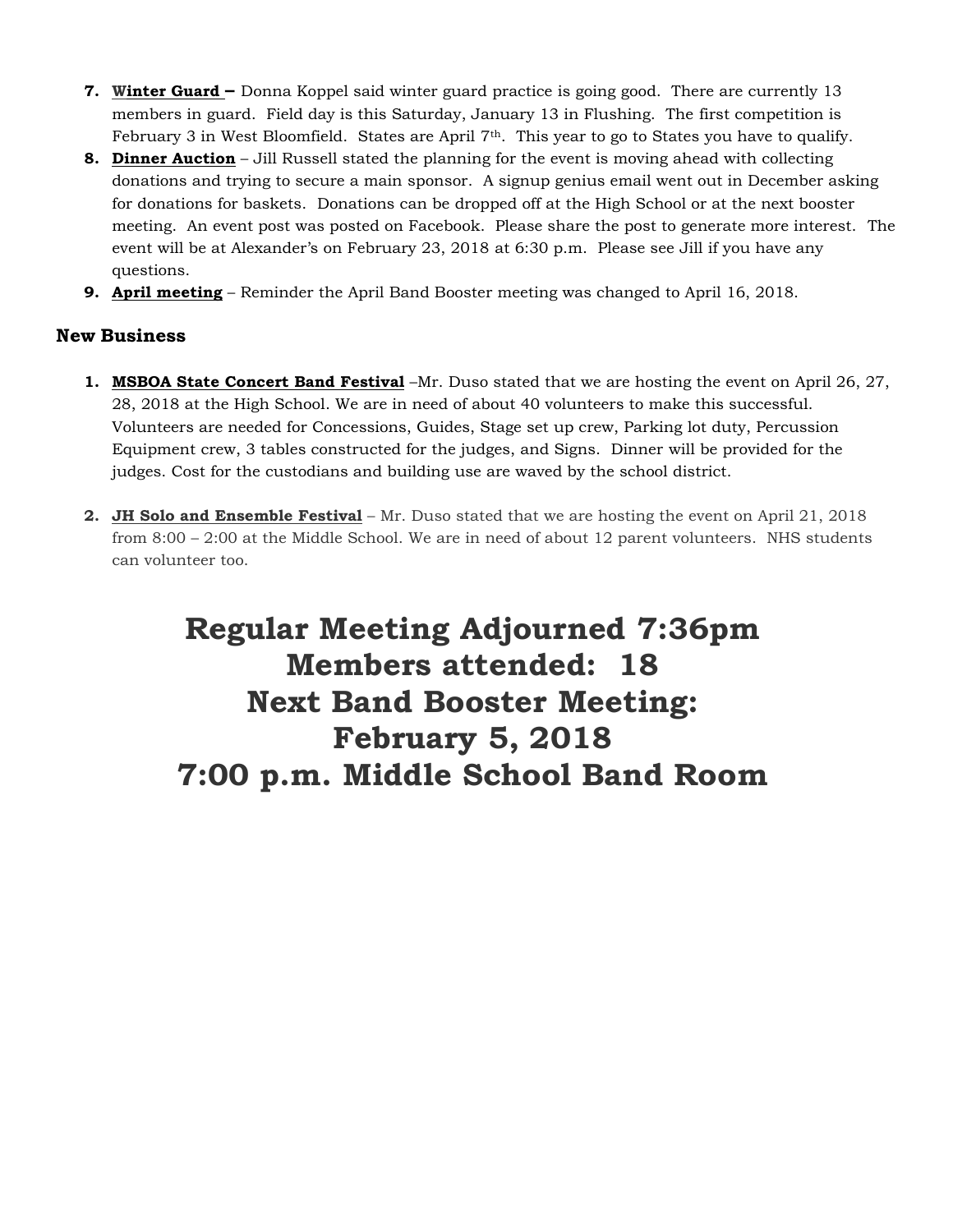7. **Winter Guard –** Donna Koppel said winter guard practice is going good. There are currently 13 members in guard. Field day is this Saturday, January 13 in Flushing. The first competition is February 3 in West Bloomfield. States are April 7th. This year to go to States you have to qualify.
8. **Dinner Auction** – Jill Russell stated the planning for the event is moving ahead with collecting donations and trying to secure a main sponsor. A signup genius email went out in December asking for donations for baskets. Donations can be dropped off at the High School or at the next booster meeting. An event post was posted on Facebook. Please share the post to generate more interest. The event will be at Alexander's on February 23, 2018 at 6:30 p.m. Please see Jill if you have any questions.
9. **April meeting** – Reminder the April Band Booster meeting was changed to April 16, 2018.

### New Business

1. **MSBOA State Concert Band Festival** –Mr. Duso stated that we are hosting the event on April 26, 27, 28, 2018 at the High School. We are in need of about 40 volunteers to make this successful. Volunteers are needed for Concessions, Guides, Stage set up crew, Parking lot duty, Percussion Equipment crew, 3 tables constructed for the judges, and Signs. Dinner will be provided for the judges. Cost for the custodians and building use are waved by the school district.

2. **JH Solo and Ensemble Festival** – Mr. Duso stated that we are hosting the event on April 21, 2018 from 8:00 – 2:00 at the Middle School. We are in need of about 12 parent volunteers. NHS students can volunteer too.

## Regular Meeting Adjourned 7:36pm
## Members attended: 18
## Next Band Booster Meeting:
## February 5, 2018
## 7:00 p.m. Middle School Band Room